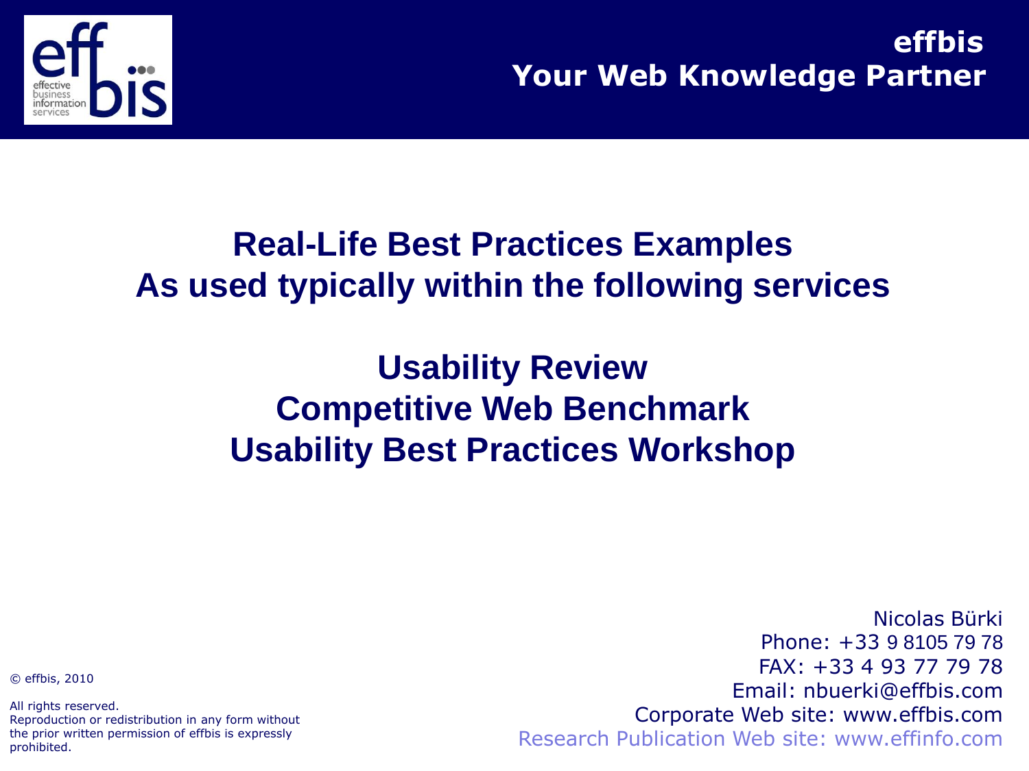**effbis**
**Your Web Knowledge Partner**

# Real-Life Best Practices Examples
# As used typically within the following services

## Usability Review
## Competitive Web Benchmark
## Usability Best Practices Workshop

Nicolas Bürki
Phone: +33 9 8105 79 78
FAX: +33 4 93 77 79 78
Email: nbuerki@effbis.com
Corporate Web site: www.effbis.com
Research Publication Web site: www.effinfo.com

© effbis, 2010

All rights reserved.
Reproduction or redistribution in any form without the prior written permission of effbis is expressly prohibited.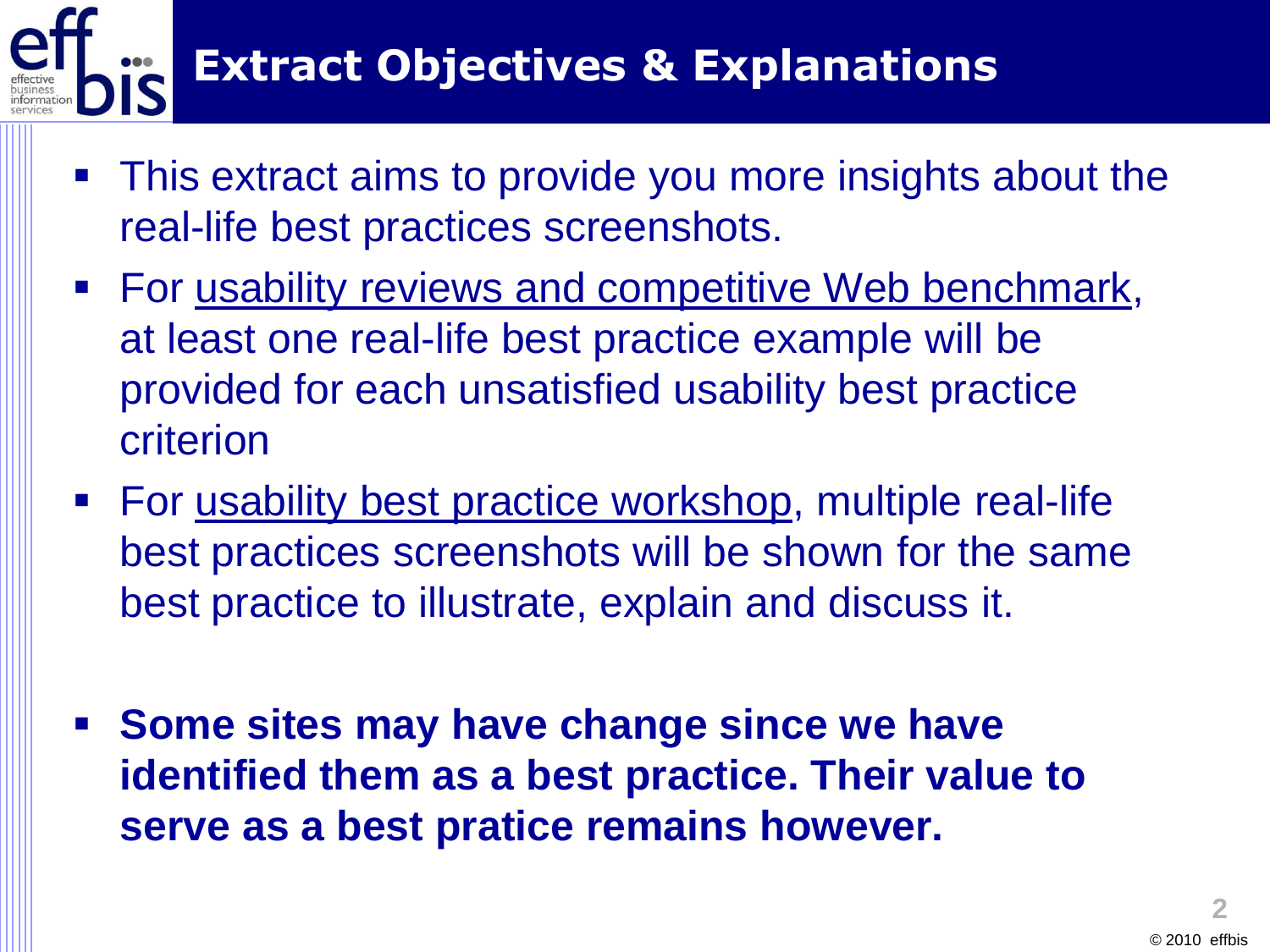# Extract Objectives & Explanations

- This extract aims to provide you more insights about the real-life best practices screenshots.
- For usability reviews and competitive Web benchmark, at least one real-life best practice example will be provided for each unsatisfied usability best practice criterion
- For usability best practice workshop, multiple real-life best practices screenshots will be shown for the same best practice to illustrate, explain and discuss it.

- **Some sites may have change since we have identified them as a best practice. Their value to serve as a best pratice remains however.**

© 2010 effbis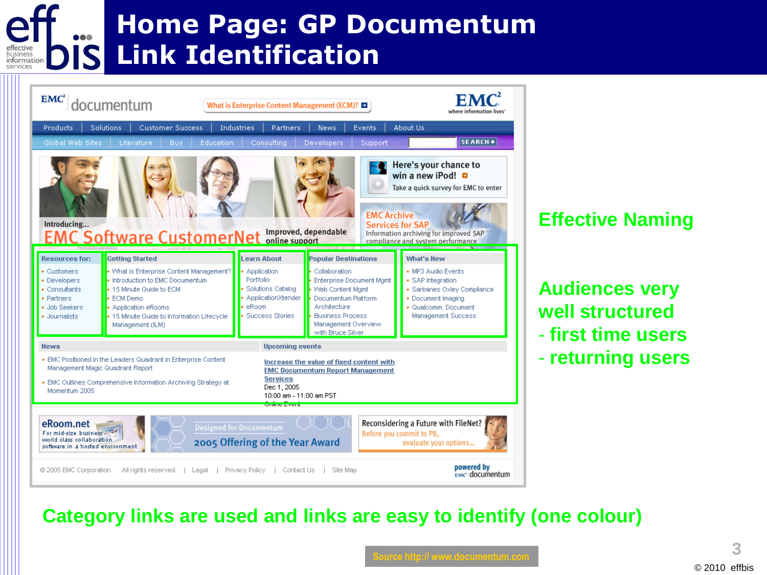# Home Page: GP Documentum Link Identification

Effective Naming

Audiences very well structured
- first time users
- returning users

Category links are used and links are easy to identify (one colour)

Source http:// www.documentum.com

© 2010 effbis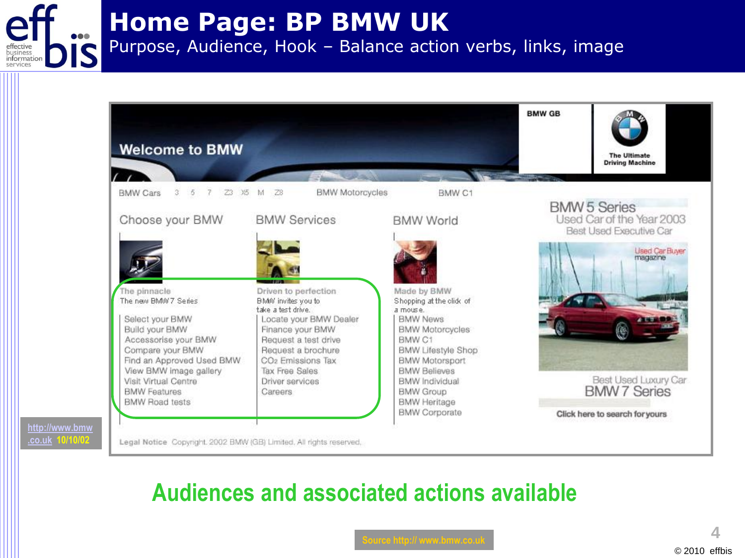# Home Page: BP BMW UK

Purpose, Audience, Hook – Balance action verbs, links, image

Welcome to BMW

BMW GB

The Ultimate Driving Machine

BMW Cars 3 5 7 Z3 X5 M Z8 BMW Motorcycles BMW C1

**Choose your BMW**

The pinnacle
The new BMW 7 Series

- Select your BMW
- Build your BMW
- Accessorise your BMW
- Compare your BMW
- Find an Approved Used BMW
- View BMW image gallery
- Visit Virtual Centre
- BMW Features
- BMW Road tests

**BMW Services**

Driven to perfection
BMW invites you to take a test drive.

- Locate your BMW Dealer
- Finance your BMW
- Request a test drive
- Request a brochure
- $CO_2$ Emissions Tax
- Tax Free Sales
- Driver services
- Careers

**BMW World**

Made by BMW
Shopping at the click of a mouse.

- BMW News
- BMW Motorcycles
- BMW C1
- BMW Lifestyle Shop
- BMW Motorsport
- BMW Believes
- BMW Individual
- BMW Group
- BMW Heritage
- BMW Corporate

BMW 5 Series
Used Car of the Year 2003
Best Used Executive Car

Used Car Buyer magazine

Best Used Luxury Car
BMW 7 Series

Click here to search for yours

Legal Notice Copyright 2002 BMW (GB) Limited. All rights reserved.

http://www.bmw.co.uk 10/10/02

**Audiences and associated actions available**

Source http:// www.bmw.co.uk

© 2010 effbis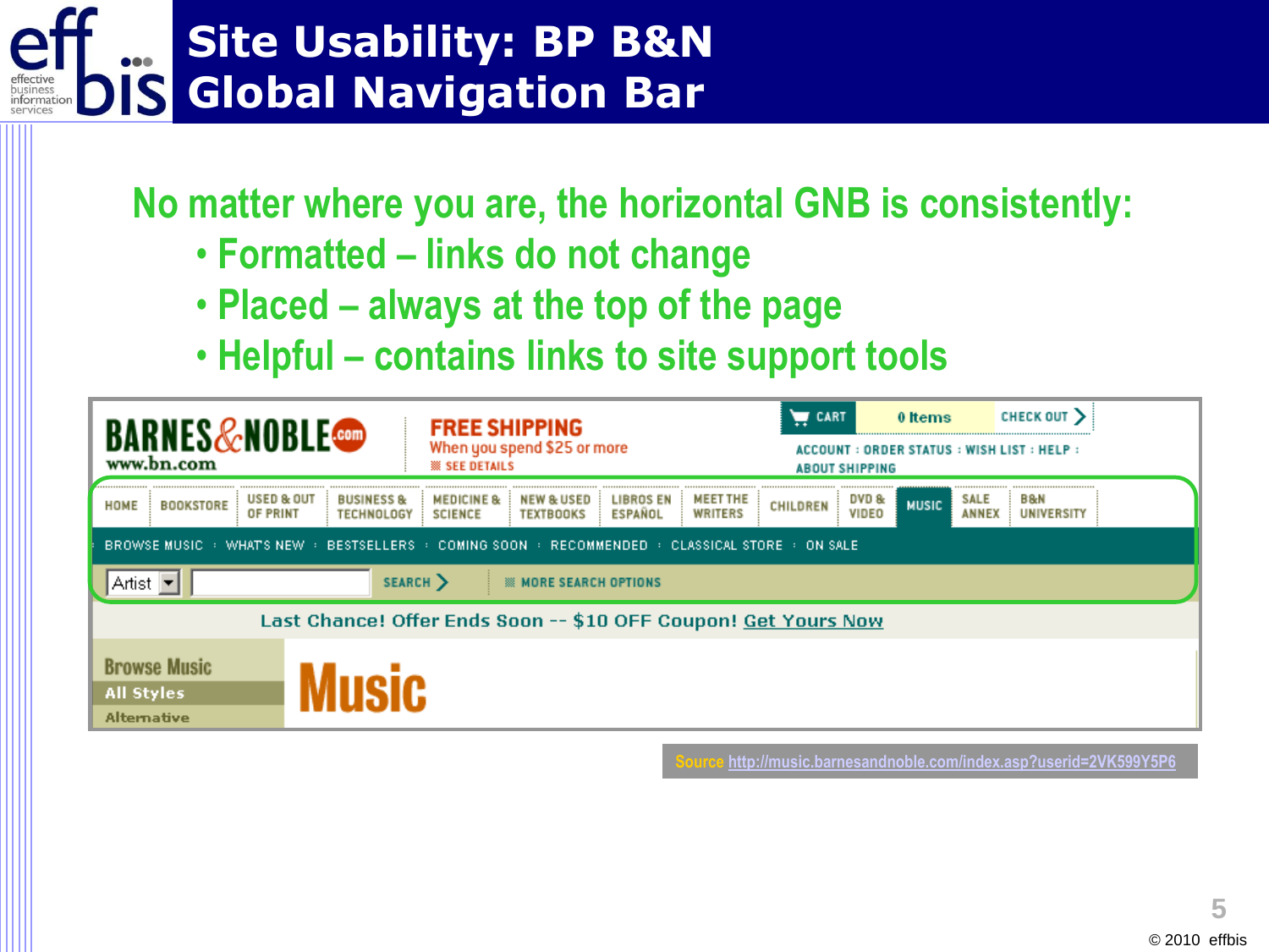# Site Usability: BP B&N Global Navigation Bar

No matter where you are, the horizontal GNB is consistently:

- Formatted – links do not change
- Placed – always at the top of the page
- Helpful – contains links to site support tools

BARNES&NOBLE.com
www.bn.com

FREE SHIPPING
When you spend $25 or more
SEE DETAILS

CART | 0 Items | CHECK OUT

ACCOUNT : ORDER STATUS : WISH LIST : HELP : ABOUT SHIPPING

HOME | BOOKSTORE | USED & OUT OF PRINT | BUSINESS & TECHNOLOGY | MEDICINE & SCIENCE | NEW & USED TEXTBOOKS | LIBROS EN ESPAÑOL | MEET THE WRITERS | CHILDREN | DVD & VIDEO | MUSIC | SALE ANNEX | B&N UNIVERSITY

BROWSE MUSIC : WHAT'S NEW : BESTSELLERS : COMING SOON : RECOMMENDED : CLASSICAL STORE : ON SALE

Artist | SEARCH | MORE SEARCH OPTIONS

Last Chance! Offer Ends Soon -- $10 OFF Coupon! Get Yours Now

Browse Music
All Styles
Alternative

Music

Source http://music.barnesandnoble.com/index.asp?userid=2VK599Y5P6

© 2010 effbis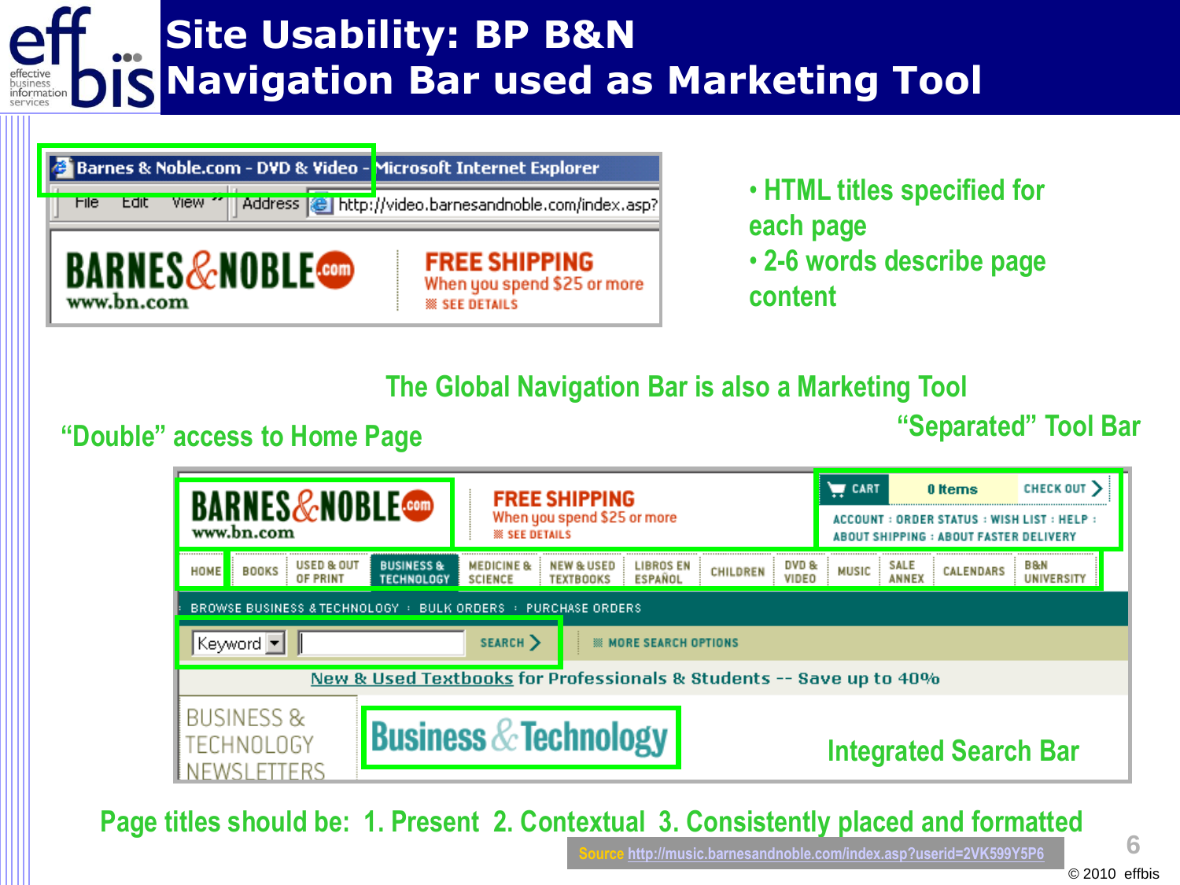# Site Usability: BP B&N Navigation Bar used as Marketing Tool

- HTML titles specified for each page
- 2-6 words describe page content

The Global Navigation Bar is also a Marketing Tool

"Double" access to Home Page

"Separated" Tool Bar

Integrated Search Bar

Page titles should be: 1. Present 2. Contextual 3. Consistently placed and formatted

Source http://music.barnesandnoble.com/index.asp?userid=2VK599Y5P6

© 2010 effbis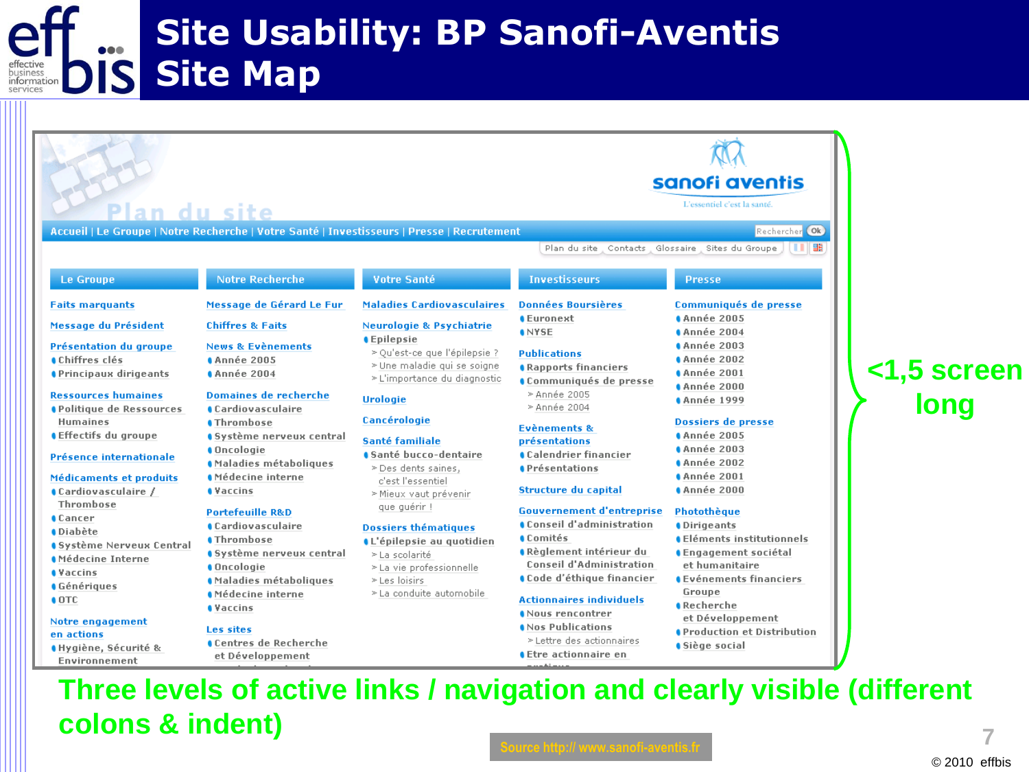# Site Usability: BP Sanofi-Aventis
# Site Map

**Plan du site**

sanofi aventis — L'essentiel c'est la santé.

Accueil | Le Groupe | Notre Recherche | Votre Santé | Investisseurs | Presse | Recrutement

Rechercher | Ok

Plan du site | Contacts | Glossaire | Sites du Groupe

**Le Groupe**

- Faits marquants
- Message du Président
- Présentation du groupe
  - Chiffres clés
  - Principaux dirigeants
- Ressources humaines
  - Politique de Ressources Humaines
  - Effectifs du groupe
- Présence internationale
- Médicaments et produits
  - Cardiovasculaire / Thrombose
  - Cancer
  - Diabète
  - Système Nerveux Central
  - Médecine Interne
  - Vaccins
  - Génériques
  - OTC
- Notre engagement en actions
  - Hygiène, Sécurité & Environnement

**Notre Recherche**

- Message de Gérard Le Fur
- Chiffres & Faits
- News & Evènements
  - Année 2005
  - Année 2004
- Domaines de recherche
  - Cardiovasculaire
  - Thrombose
  - Système nerveux central
  - Oncologie
  - Maladies métaboliques
  - Médecine interne
  - Vaccins
- Portefeuille R&D
  - Cardiovasculaire
  - Thrombose
  - Système nerveux central
  - Oncologie
  - Maladies métaboliques
  - Médecine interne
  - Vaccins
- Les sites
  - Centres de Recherche et Développement

**Votre Santé**

- Maladies Cardiovasculaires
- Neurologie & Psychiatrie
  - Epilepsie
    - Qu'est-ce que l'épilepsie ?
    - Une maladie qui se soigne
    - L'importance du diagnostic
- Urologie
- Cancérologie
- Santé familiale
  - Santé bucco-dentaire
    - Des dents saines, c'est l'essentiel
    - Mieux vaut prévenir que guérir !
- Dossiers thématiques
  - L'épilepsie au quotidien
    - La scolarité
    - La vie professionnelle
    - Les loisirs
    - La conduite automobile

**Investisseurs**

- Données Boursières
  - Euronext
  - NYSE
- Publications
  - Rapports financiers
  - Communiqués de presse
    - Année 2005
    - Année 2004
- Evènements & présentations
  - Calendrier financier
  - Présentations
- Structure du capital
- Gouvernement d'entreprise
  - Conseil d'administration
  - Comités
  - Règlement intérieur du Conseil d'Administration
  - Code d'éthique financier
- Actionnaires individuels
  - Nous rencontrer
  - Nos Publications
    - Lettre des actionnaires
  - Etre actionnaire en pratique

**Presse**

- Communiqués de presse
  - Année 2005
  - Année 2004
  - Année 2003
  - Année 2002
  - Année 2001
  - Année 2000
  - Année 1999
- Dossiers de presse
  - Année 2005
  - Année 2003
  - Année 2002
  - Année 2001
  - Année 2000
- Photothèque
  - Dirigeants
  - Eléments institutionnels
  - Engagement sociétal et humanitaire
  - Evénements financiers Groupe
  - Recherche et Développement
  - Production et Distribution
  - Siège social

<1,5 screen long

**Three levels of active links / navigation and clearly visible (different colons & indent)**

Source http:// www.sanofi-aventis.fr

© 2010 effbis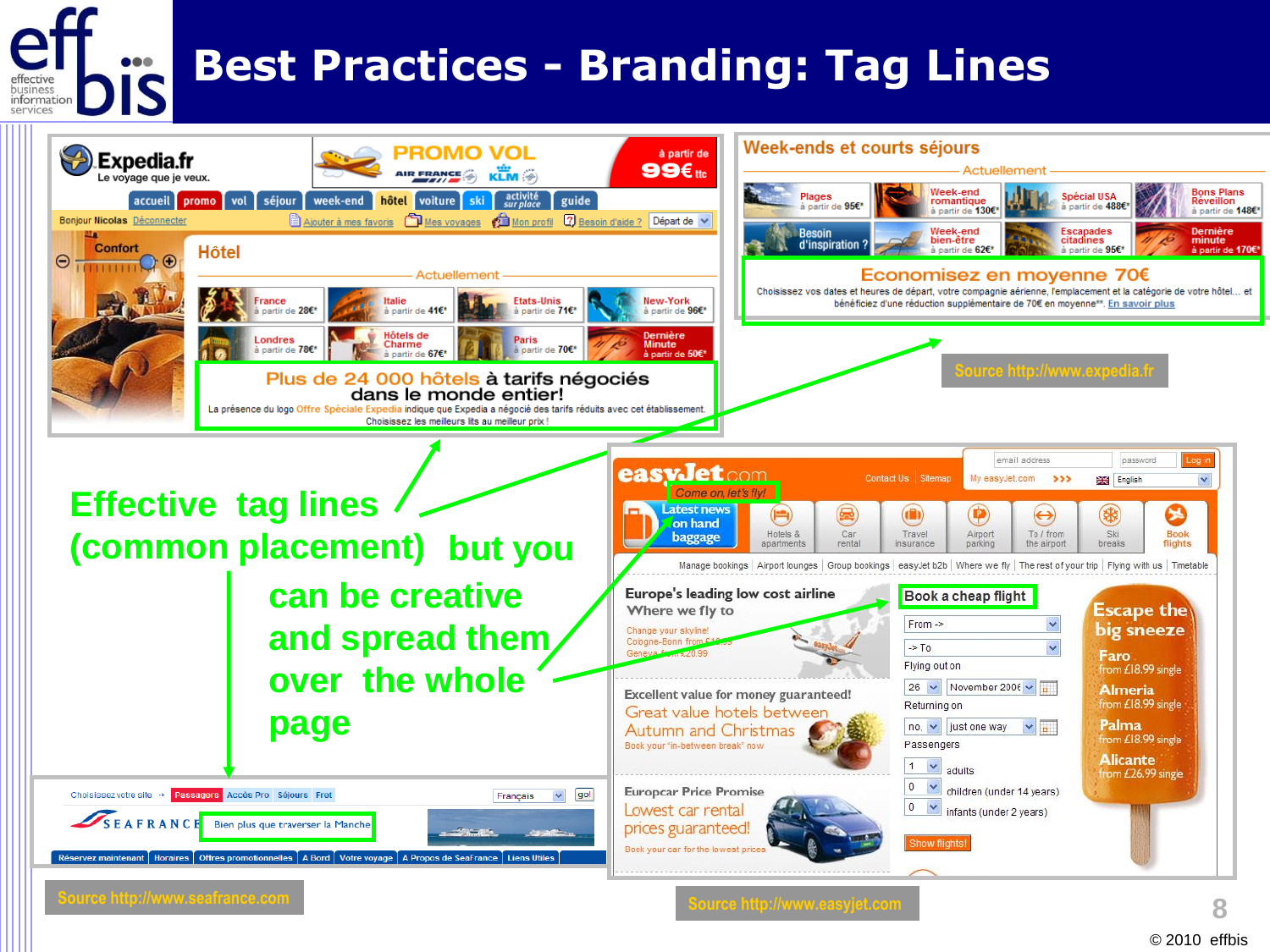# Best Practices - Branding: Tag Lines

**Effective tag lines (common placement) but you can be creative and spread them over the whole page**

Source http://www.expedia.fr

Source http://www.seafrance.com

Source http://www.easyjet.com

© 2010 effbis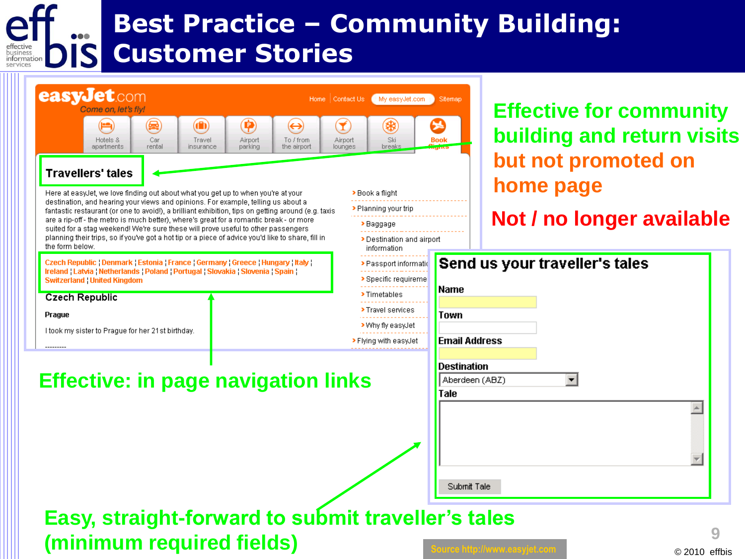# Best Practice – Community Building: Customer Stories

easyJet.com
Come on, let's fly!

Home | Contact Us | My easyJet.com | Sitemap

Hotels & apartments | Car rental | Travel insurance | Airport parking | To / from the airport | Airport lounges | Ski breaks | Book flights

## Travellers' tales

Here at easyJet, we love finding out about what you get up to when you're at your destination, and hearing your views and opinions. For example, telling us about a fantastic restaurant (or one to avoid!), a brilliant exhibition, tips on getting around (e.g. taxis are a rip-off - the metro is much better), where's great for a romantic break - or more suited for a stag weekend! We're sure these will prove useful to other passengers planning their trips, so if you've got a hot tip or a piece of advice you'd like to share, fill in the form below.

Czech Republic | Denmark | Estonia | France | Germany | Greece | Hungary | Italy | Ireland | Latvia | Netherlands | Poland | Portugal | Slovakia | Slovenia | Spain | Switzerland | United Kingdom

Czech Republic

Prague

I took my sister to Prague for her 21st birthday.

- Book a flight
- Planning your trip
  - Baggage
  - Destination and airport information
  - Passport information
  - Specific requirements
  - Timetables
  - Travel services
  - Why fly easyJet
- Flying with easyJet

**Effective for community building and return visits but not promoted on home page**

**Not / no longer available**

**Effective: in page navigation links**

### Send us your traveller's tales

Name

Town

Email Address

Destination: Aberdeen (ABZ)

Tale

Submit Tale

**Easy, straight-forward to submit traveller's tales (minimum required fields)**

Source http://www.easyjet.com

© 2010 effbis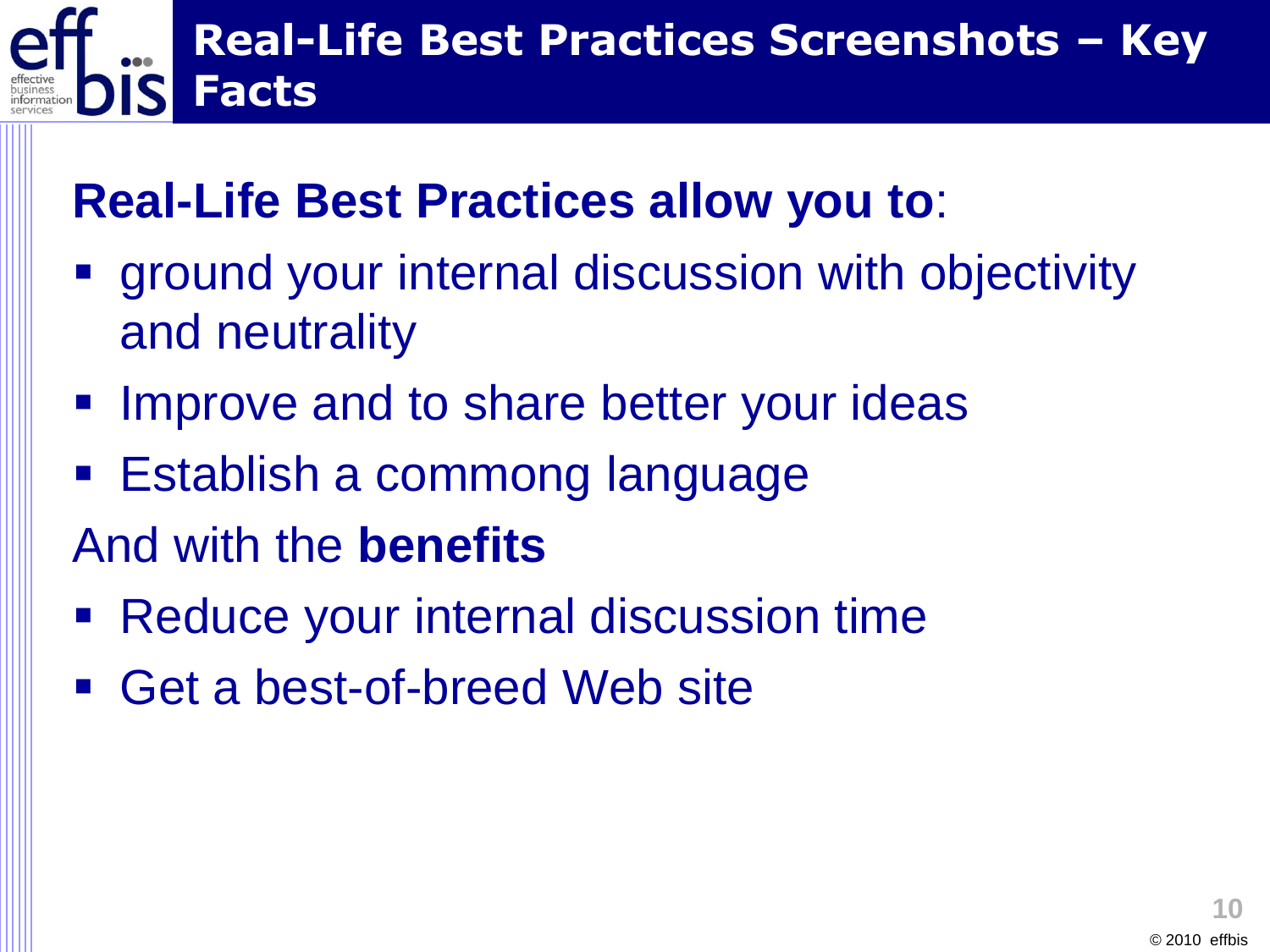# Real-Life Best Practices Screenshots – Key Facts

**Real-Life Best Practices allow you to**:

- ground your internal discussion with objectivity and neutrality
- Improve and to share better your ideas
- Establish a commong language

And with the **benefits**

- Reduce your internal discussion time
- Get a best-of-breed Web site

© 2010 effbis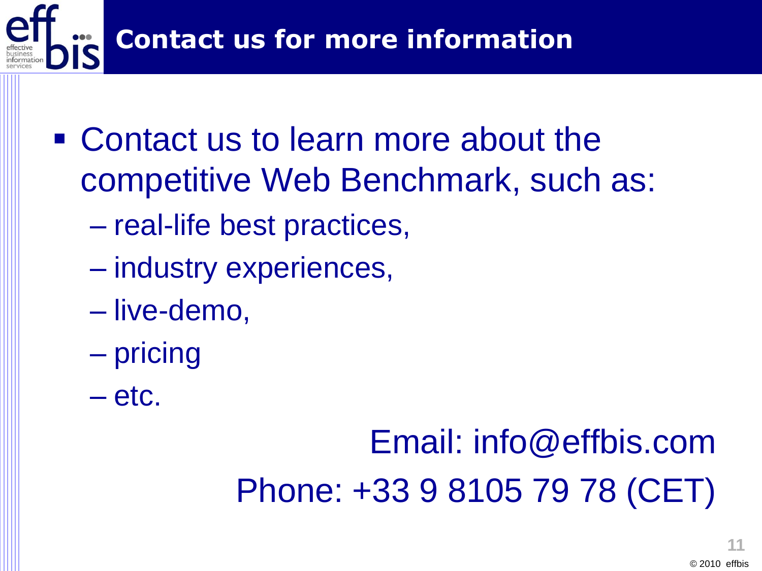# Contact us for more information

- Contact us to learn more about the competitive Web Benchmark, such as:
  - real-life best practices,
  - industry experiences,
  - live-demo,
  - pricing
  - etc.

Email: info@effbis.com

Phone: +33 9 8105 79 78 (CET)

© 2010 effbis